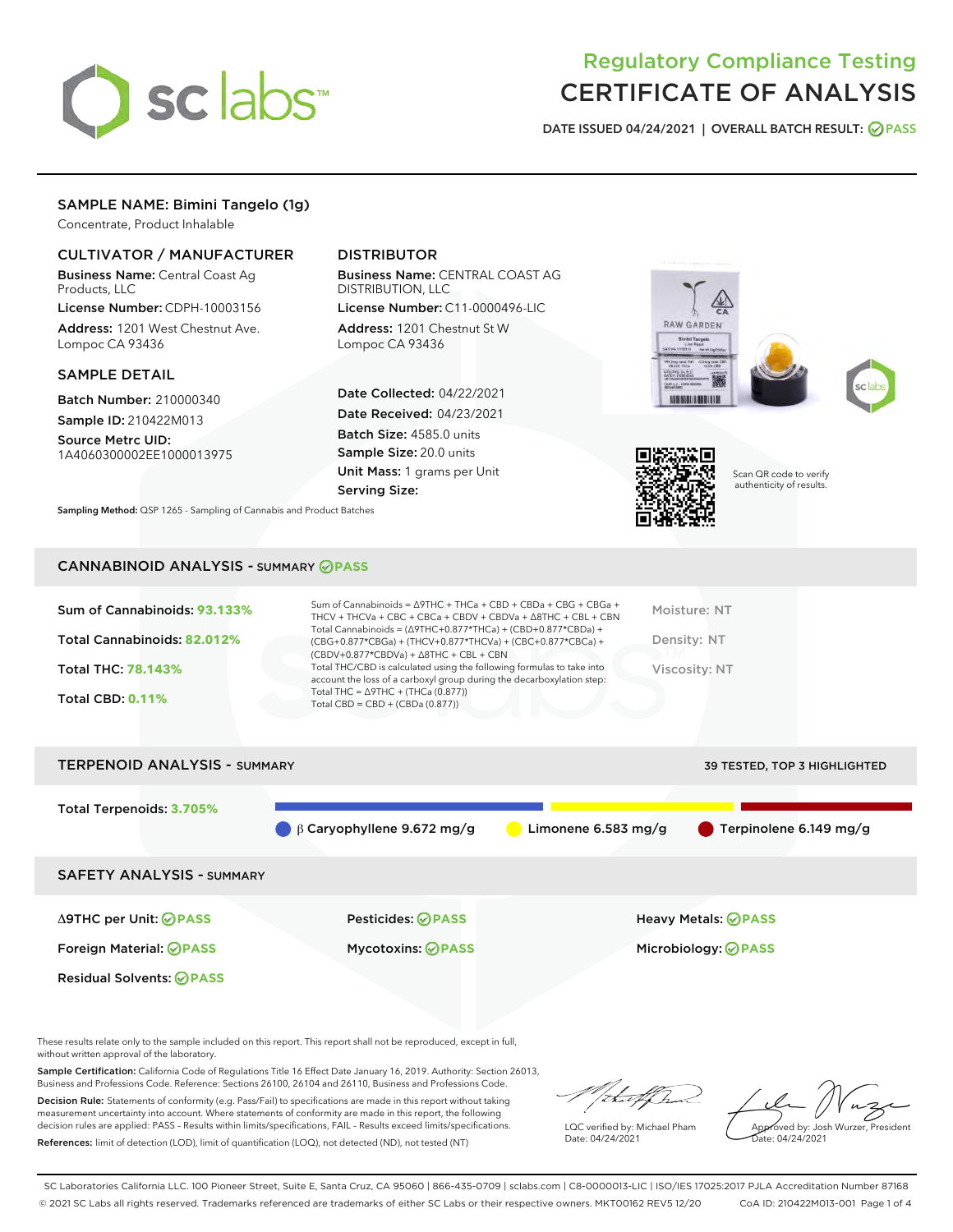# Regulatory Compliance Testing
# CERTIFICATE OF ANALYSIS

DATE ISSUED 04/24/2021 | OVERALL BATCH RESULT: PASS

## SAMPLE NAME: Bimini Tangelo (1g)

Concentrate, Product Inhalable

### CULTIVATOR / MANUFACTURER

**Business Name:** Central Coast Ag Products, LLC

**License Number:** CDPH-10003156

**Address:** 1201 West Chestnut Ave. Lompoc CA 93436

### DISTRIBUTOR

**Business Name:** CENTRAL COAST AG DISTRIBUTION, LLC

**License Number:** C11-0000496-LIC

**Address:** 1201 Chestnut St W Lompoc CA 93436

### SAMPLE DETAIL

**Batch Number:** 210000340

**Sample ID:** 210422M013

**Source Metrc UID:** 1A4060300002EE1000013975

**Date Collected:** 04/22/2021

**Date Received:** 04/23/2021

**Batch Size:** 4585.0 units

**Sample Size:** 20.0 units

**Unit Mass:** 1 grams per Unit

**Serving Size:**

Scan QR code to verify authenticity of results.

**Sampling Method:** QSP 1265 - Sampling of Cannabis and Product Batches

## CANNABINOID ANALYSIS - SUMMARY PASS

Sum of Cannabinoids: **93.133%**

Total Cannabinoids: **82.012%**

Total THC: **78.143%**

Total CBD: **0.11%**

Sum of Cannabinoids = Δ9THC + THCa + CBD + CBDa + CBG + CBGa + THCV + THCVa + CBC + CBCa + CBDV + CBDVa + Δ8THC + CBL + CBN

Total Cannabinoids = (Δ9THC+0.877*THCa) + (CBD+0.877*CBDa) + (CBG+0.877*CBGa) + (THCV+0.877*THCVa) + (CBC+0.877*CBCa) + (CBDV+0.877*CBDVa) + Δ8THC + CBL + CBN

Total THC/CBD is calculated using the following formulas to take into account the loss of a carboxyl group during the decarboxylation step:

Total THC = Δ9THC + (THCa (0.877))

Total CBD = CBD + (CBDa (0.877))

Moisture: NT

Density: NT

Viscosity: NT

## TERPENOID ANALYSIS - SUMMARY

39 TESTED, TOP 3 HIGHLIGHTED

Total Terpenoids: **3.705%**

β Caryophyllene 9.672 mg/g | Limonene 6.583 mg/g | Terpinolene 6.149 mg/g

## SAFETY ANALYSIS - SUMMARY

| | | |
|---|---|---|
| Δ9THC per Unit: PASS | Pesticides: PASS | Heavy Metals: PASS |
| Foreign Material: PASS | Mycotoxins: PASS | Microbiology: PASS |
| Residual Solvents: PASS | | |

These results relate only to the sample included on this report. This report shall not be reproduced, except in full, without written approval of the laboratory.

**Sample Certification:** California Code of Regulations Title 16 Effect Date January 16, 2019. Authority: Section 26013, Business and Professions Code. Reference: Sections 26100, 26104 and 26110, Business and Professions Code.

**Decision Rule:** Statements of conformity (e.g. Pass/Fail) to specifications are made in this report without taking measurement uncertainty into account. Where statements of conformity are made in this report, the following decision rules are applied: PASS – Results within limits/specifications, FAIL – Results exceed limits/specifications.

**References:** limit of detection (LOD), limit of quantification (LOQ), not detected (ND), not tested (NT)

LQC verified by: Michael Pham
Date: 04/24/2021

Approved by: Josh Wurzer, President
Date: 04/24/2021

SC Laboratories California LLC. 100 Pioneer Street, Suite E, Santa Cruz, CA 95060 | 866-435-0709 | sclabs.com | C8-0000013-LIC | ISO/IES 17025:2017 PJLA Accreditation Number 87168

© 2021 SC Labs all rights reserved. Trademarks referenced are trademarks of either SC Labs or their respective owners. MKT00162 REV5 12/20 CoA ID: 210422M013-001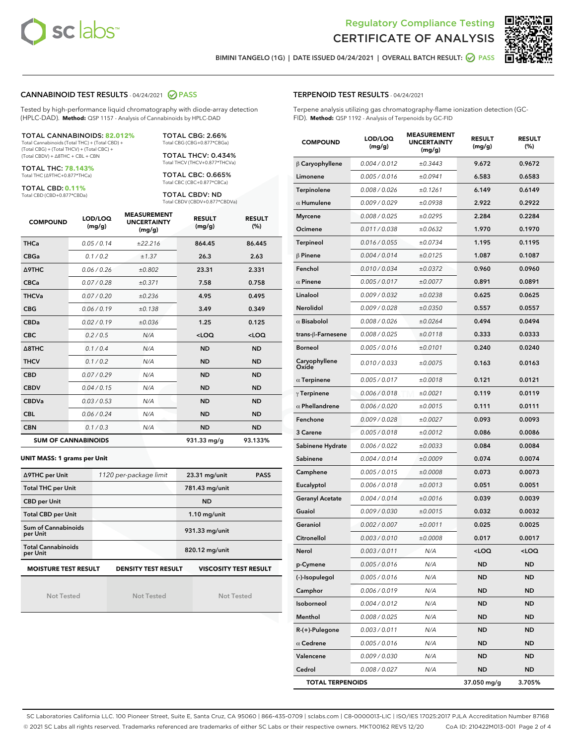Regulatory Compliance Testing
# CERTIFICATE OF ANALYSIS

BIMINI TANGELO (1G) | DATE ISSUED 04/24/2021 | OVERALL BATCH RESULT: PASS

## CANNABINOID TEST RESULTS - 04/24/2021 PASS

Tested by high-performance liquid chromatography with diode-array detection (HPLC-DAD). **Method:** QSP 1157 - Analysis of Cannabinoids by HPLC-DAD

**TOTAL CANNABINOIDS: 82.012%**
Total Cannabinoids (Total THC) + (Total CBD) + (Total CBG) + (Total THCV) + (Total CBC) + (Total CBDV) + Δ8THC + CBL + CBN

**TOTAL THC: 78.143%**
Total THC (Δ9THC+0.877*THCa)

**TOTAL CBD: 0.11%**
Total CBD (CBD+0.877*CBDa)

**TOTAL CBG: 2.66%**
Total CBG (CBG+0.877*CBGa)

**TOTAL THCV: 0.434%**
Total THCV (THCV+0.877*THCVa)

**TOTAL CBC: 0.665%**
Total CBC (CBC+0.877*CBCa)

**TOTAL CBDV: ND**
Total CBDV (CBDV+0.877*CBDVa)

| COMPOUND | LOD/LOQ (mg/g) | MEASUREMENT UNCERTAINTY (mg/g) | RESULT (mg/g) | RESULT (%) |
|---|---|---|---|---|
| THCa | 0.05 / 0.14 | ±22.216 | 864.45 | 86.445 |
| CBGa | 0.1 / 0.2 | ±1.37 | 26.3 | 2.63 |
| Δ9THC | 0.06 / 0.26 | ±0.802 | 23.31 | 2.331 |
| CBCa | 0.07 / 0.28 | ±0.371 | 7.58 | 0.758 |
| THCVa | 0.07 / 0.20 | ±0.236 | 4.95 | 0.495 |
| CBG | 0.06 / 0.19 | ±0.138 | 3.49 | 0.349 |
| CBDa | 0.02 / 0.19 | ±0.036 | 1.25 | 0.125 |
| CBC | 0.2 / 0.5 | N/A | <LOQ | <LOQ |
| Δ8THC | 0.1 / 0.4 | N/A | ND | ND |
| THCV | 0.1 / 0.2 | N/A | ND | ND |
| CBD | 0.07 / 0.29 | N/A | ND | ND |
| CBDV | 0.04 / 0.15 | N/A | ND | ND |
| CBDVa | 0.03 / 0.53 | N/A | ND | ND |
| CBL | 0.06 / 0.24 | N/A | ND | ND |
| CBN | 0.1 / 0.3 | N/A | ND | ND |
| **SUM OF CANNABINOIDS** | | | 931.33 mg/g | 93.133% |

**UNIT MASS: 1 grams per Unit**

| | | | |
|---|---|---|---|
| Δ9THC per Unit | 1120 per-package limit | 23.31 mg/unit | PASS |
| Total THC per Unit | | 781.43 mg/unit | |
| CBD per Unit | | ND | |
| Total CBD per Unit | | 1.10 mg/unit | |
| Sum of Cannabinoids per Unit | | 931.33 mg/unit | |
| Total Cannabinoids per Unit | | 820.12 mg/unit | |

| MOISTURE TEST RESULT | DENSITY TEST RESULT | VISCOSITY TEST RESULT |
|---|---|---|
| Not Tested | Not Tested | Not Tested |

## TERPENOID TEST RESULTS - 04/24/2021

Terpene analysis utilizing gas chromatography-flame ionization detection (GC-FID). **Method:** QSP 1192 - Analysis of Terpenoids by GC-FID

| COMPOUND | LOD/LOQ (mg/g) | MEASUREMENT UNCERTAINTY (mg/g) | RESULT (mg/g) | RESULT (%) |
|---|---|---|---|---|
| β Caryophyllene | 0.004 / 0.012 | ±0.3443 | 9.672 | 0.9672 |
| Limonene | 0.005 / 0.016 | ±0.0941 | 6.583 | 0.6583 |
| Terpinolene | 0.008 / 0.026 | ±0.1261 | 6.149 | 0.6149 |
| α Humulene | 0.009 / 0.029 | ±0.0938 | 2.922 | 0.2922 |
| Myrcene | 0.008 / 0.025 | ±0.0295 | 2.284 | 0.2284 |
| Ocimene | 0.011 / 0.038 | ±0.0632 | 1.970 | 0.1970 |
| Terpineol | 0.016 / 0.055 | ±0.0734 | 1.195 | 0.1195 |
| β Pinene | 0.004 / 0.014 | ±0.0125 | 1.087 | 0.1087 |
| Fenchol | 0.010 / 0.034 | ±0.0372 | 0.960 | 0.0960 |
| α Pinene | 0.005 / 0.017 | ±0.0077 | 0.891 | 0.0891 |
| Linalool | 0.009 / 0.032 | ±0.0238 | 0.625 | 0.0625 |
| Nerolidol | 0.009 / 0.028 | ±0.0350 | 0.557 | 0.0557 |
| α Bisabolol | 0.008 / 0.026 | ±0.0264 | 0.494 | 0.0494 |
| trans-β-Farnesene | 0.008 / 0.025 | ±0.0118 | 0.333 | 0.0333 |
| Borneol | 0.005 / 0.016 | ±0.0101 | 0.240 | 0.0240 |
| Caryophyllene Oxide | 0.010 / 0.033 | ±0.0075 | 0.163 | 0.0163 |
| α Terpinene | 0.005 / 0.017 | ±0.0018 | 0.121 | 0.0121 |
| γ Terpinene | 0.006 / 0.018 | ±0.0021 | 0.119 | 0.0119 |
| α Phellandrene | 0.006 / 0.020 | ±0.0015 | 0.111 | 0.0111 |
| Fenchone | 0.009 / 0.028 | ±0.0027 | 0.093 | 0.0093 |
| 3 Carene | 0.005 / 0.018 | ±0.0012 | 0.086 | 0.0086 |
| Sabinene Hydrate | 0.006 / 0.022 | ±0.0033 | 0.084 | 0.0084 |
| Sabinene | 0.004 / 0.014 | ±0.0009 | 0.074 | 0.0074 |
| Camphene | 0.005 / 0.015 | ±0.0008 | 0.073 | 0.0073 |
| Eucalyptol | 0.006 / 0.018 | ±0.0013 | 0.051 | 0.0051 |
| Geranyl Acetate | 0.004 / 0.014 | ±0.0016 | 0.039 | 0.0039 |
| Guaiol | 0.009 / 0.030 | ±0.0015 | 0.032 | 0.0032 |
| Geraniol | 0.002 / 0.007 | ±0.0011 | 0.025 | 0.0025 |
| Citronellol | 0.003 / 0.010 | ±0.0008 | 0.017 | 0.0017 |
| Nerol | 0.003 / 0.011 | N/A | <LOQ | <LOQ |
| p-Cymene | 0.005 / 0.016 | N/A | ND | ND |
| (-)-Isopulegol | 0.005 / 0.016 | N/A | ND | ND |
| Camphor | 0.006 / 0.019 | N/A | ND | ND |
| Isoborneol | 0.004 / 0.012 | N/A | ND | ND |
| Menthol | 0.008 / 0.025 | N/A | ND | ND |
| R-(+)-Pulegone | 0.003 / 0.011 | N/A | ND | ND |
| α Cedrene | 0.005 / 0.016 | N/A | ND | ND |
| Valencene | 0.009 / 0.030 | N/A | ND | ND |
| Cedrol | 0.008 / 0.027 | N/A | ND | ND |
| **TOTAL TERPENOIDS** | | | 37.050 mg/g | 3.705% |

SC Laboratories California LLC. 100 Pioneer Street, Suite E, Santa Cruz, CA 95060 | 866-435-0709 | sclabs.com | C8-0000013-LIC | ISO/IES 17025:2017 PJLA Accreditation Number 87168
© 2021 SC Labs all rights reserved. Trademarks referenced are trademarks of either SC Labs or their respective owners. MKT00162 REV5 12/20 CoA ID: 210422M013-001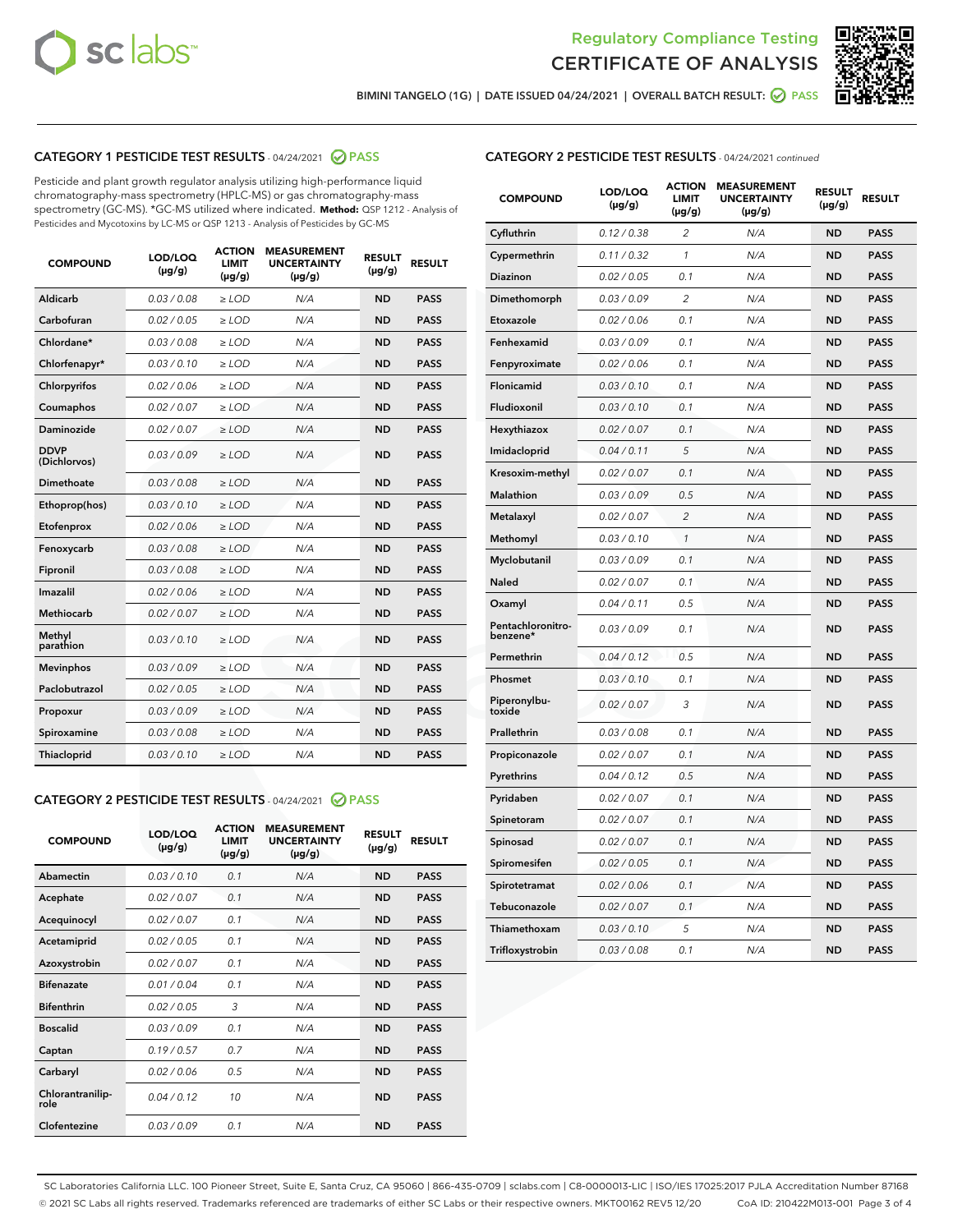Regulatory Compliance Testing
CERTIFICATE OF ANALYSIS

BIMINI TANGELO (1G) | DATE ISSUED 04/24/2021 | OVERALL BATCH RESULT: PASS

## CATEGORY 1 PESTICIDE TEST RESULTS - 04/24/2021 PASS

Pesticide and plant growth regulator analysis utilizing high-performance liquid chromatography-mass spectrometry (HPLC-MS) or gas chromatography-mass spectrometry (GC-MS). *GC-MS utilized where indicated. **Method:** QSP 1212 - Analysis of Pesticides and Mycotoxins by LC-MS or QSP 1213 - Analysis of Pesticides by GC-MS

| COMPOUND | LOD/LOQ (µg/g) | ACTION LIMIT (µg/g) | MEASUREMENT UNCERTAINTY (µg/g) | RESULT (µg/g) | RESULT |
|---|---|---|---|---|---|
| Aldicarb | 0.03 / 0.08 | ≥ LOD | N/A | ND | PASS |
| Carbofuran | 0.02 / 0.05 | ≥ LOD | N/A | ND | PASS |
| Chlordane* | 0.03 / 0.08 | ≥ LOD | N/A | ND | PASS |
| Chlorfenapyr* | 0.03 / 0.10 | ≥ LOD | N/A | ND | PASS |
| Chlorpyrifos | 0.02 / 0.06 | ≥ LOD | N/A | ND | PASS |
| Coumaphos | 0.02 / 0.07 | ≥ LOD | N/A | ND | PASS |
| Daminozide | 0.02 / 0.07 | ≥ LOD | N/A | ND | PASS |
| DDVP (Dichlorvos) | 0.03 / 0.09 | ≥ LOD | N/A | ND | PASS |
| Dimethoate | 0.03 / 0.08 | ≥ LOD | N/A | ND | PASS |
| Ethoprop(hos) | 0.03 / 0.10 | ≥ LOD | N/A | ND | PASS |
| Etofenprox | 0.02 / 0.06 | ≥ LOD | N/A | ND | PASS |
| Fenoxycarb | 0.03 / 0.08 | ≥ LOD | N/A | ND | PASS |
| Fipronil | 0.03 / 0.08 | ≥ LOD | N/A | ND | PASS |
| Imazalil | 0.02 / 0.06 | ≥ LOD | N/A | ND | PASS |
| Methiocarb | 0.02 / 0.07 | ≥ LOD | N/A | ND | PASS |
| Methyl parathion | 0.03 / 0.10 | ≥ LOD | N/A | ND | PASS |
| Mevinphos | 0.03 / 0.09 | ≥ LOD | N/A | ND | PASS |
| Paclobutrazol | 0.02 / 0.05 | ≥ LOD | N/A | ND | PASS |
| Propoxur | 0.03 / 0.09 | ≥ LOD | N/A | ND | PASS |
| Spiroxamine | 0.03 / 0.08 | ≥ LOD | N/A | ND | PASS |
| Thiacloprid | 0.03 / 0.10 | ≥ LOD | N/A | ND | PASS |

## CATEGORY 2 PESTICIDE TEST RESULTS - 04/24/2021 PASS

| COMPOUND | LOD/LOQ (µg/g) | ACTION LIMIT (µg/g) | MEASUREMENT UNCERTAINTY (µg/g) | RESULT (µg/g) | RESULT |
|---|---|---|---|---|---|
| Abamectin | 0.03 / 0.10 | 0.1 | N/A | ND | PASS |
| Acephate | 0.02 / 0.07 | 0.1 | N/A | ND | PASS |
| Acequinocyl | 0.02 / 0.07 | 0.1 | N/A | ND | PASS |
| Acetamiprid | 0.02 / 0.05 | 0.1 | N/A | ND | PASS |
| Azoxystrobin | 0.02 / 0.07 | 0.1 | N/A | ND | PASS |
| Bifenazate | 0.01 / 0.04 | 0.1 | N/A | ND | PASS |
| Bifenthrin | 0.02 / 0.05 | 3 | N/A | ND | PASS |
| Boscalid | 0.03 / 0.09 | 0.1 | N/A | ND | PASS |
| Captan | 0.19 / 0.57 | 0.7 | N/A | ND | PASS |
| Carbaryl | 0.02 / 0.06 | 0.5 | N/A | ND | PASS |
| Chlorantraniliprole | 0.04 / 0.12 | 10 | N/A | ND | PASS |
| Clofentezine | 0.03 / 0.09 | 0.1 | N/A | ND | PASS |
| Cyfluthrin | 0.12 / 0.38 | 2 | N/A | ND | PASS |
| Cypermethrin | 0.11 / 0.32 | 1 | N/A | ND | PASS |
| Diazinon | 0.02 / 0.05 | 0.1 | N/A | ND | PASS |
| Dimethomorph | 0.03 / 0.09 | 2 | N/A | ND | PASS |
| Etoxazole | 0.02 / 0.06 | 0.1 | N/A | ND | PASS |
| Fenhexamid | 0.03 / 0.09 | 0.1 | N/A | ND | PASS |
| Fenpyroximate | 0.02 / 0.06 | 0.1 | N/A | ND | PASS |
| Flonicamid | 0.03 / 0.10 | 0.1 | N/A | ND | PASS |
| Fludioxonil | 0.03 / 0.10 | 0.1 | N/A | ND | PASS |
| Hexythiazox | 0.02 / 0.07 | 0.1 | N/A | ND | PASS |
| Imidacloprid | 0.04 / 0.11 | 5 | N/A | ND | PASS |
| Kresoxim-methyl | 0.02 / 0.07 | 0.1 | N/A | ND | PASS |
| Malathion | 0.03 / 0.09 | 0.5 | N/A | ND | PASS |
| Metalaxyl | 0.02 / 0.07 | 2 | N/A | ND | PASS |
| Methomyl | 0.03 / 0.10 | 1 | N/A | ND | PASS |
| Myclobutanil | 0.03 / 0.09 | 0.1 | N/A | ND | PASS |
| Naled | 0.02 / 0.07 | 0.1 | N/A | ND | PASS |
| Oxamyl | 0.04 / 0.11 | 0.5 | N/A | ND | PASS |
| Pentachloronitrobenzene* | 0.03 / 0.09 | 0.1 | N/A | ND | PASS |
| Permethrin | 0.04 / 0.12 | 0.5 | N/A | ND | PASS |
| Phosmet | 0.03 / 0.10 | 0.1 | N/A | ND | PASS |
| Piperonylbutoxide | 0.02 / 0.07 | 3 | N/A | ND | PASS |
| Prallethrin | 0.03 / 0.08 | 0.1 | N/A | ND | PASS |
| Propiconazole | 0.02 / 0.07 | 0.1 | N/A | ND | PASS |
| Pyrethrins | 0.04 / 0.12 | 0.5 | N/A | ND | PASS |
| Pyridaben | 0.02 / 0.07 | 0.1 | N/A | ND | PASS |
| Spinetoram | 0.02 / 0.07 | 0.1 | N/A | ND | PASS |
| Spinosad | 0.02 / 0.07 | 0.1 | N/A | ND | PASS |
| Spiromesifen | 0.02 / 0.05 | 0.1 | N/A | ND | PASS |
| Spirotetramat | 0.02 / 0.06 | 0.1 | N/A | ND | PASS |
| Tebuconazole | 0.02 / 0.07 | 0.1 | N/A | ND | PASS |
| Thiamethoxam | 0.03 / 0.10 | 5 | N/A | ND | PASS |
| Trifloxystrobin | 0.03 / 0.08 | 0.1 | N/A | ND | PASS |

SC Laboratories California LLC. 100 Pioneer Street, Suite E, Santa Cruz, CA 95060 | 866-435-0709 | sclabs.com | C8-0000013-LIC | ISO/IES 17025:2017 PJLA Accreditation Number 87168
© 2021 SC Labs all rights reserved. Trademarks referenced are trademarks of either SC Labs or their respective owners. MKT00162 REV5 12/20 CoA ID: 210422M013-001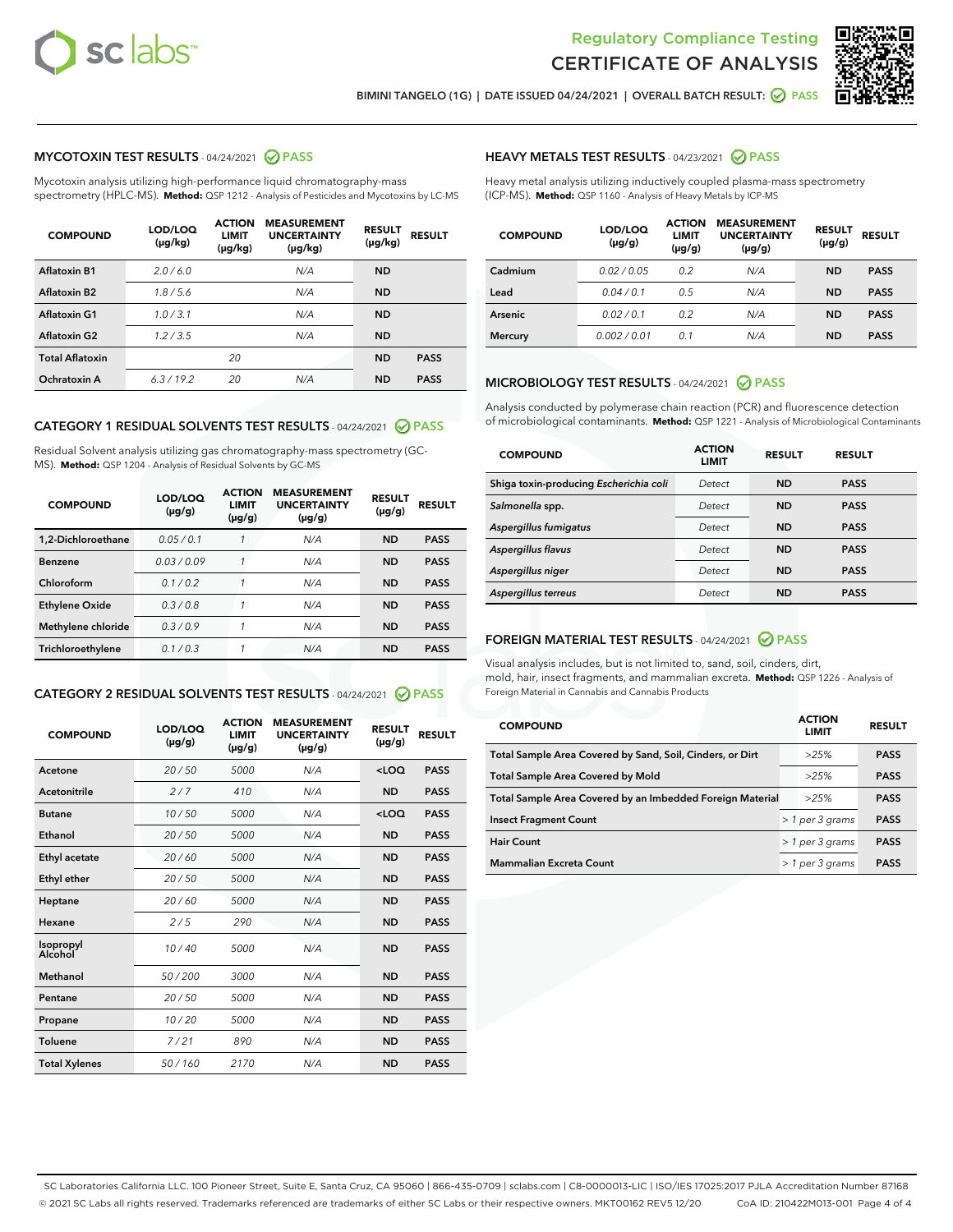Regulatory Compliance Testing

# CERTIFICATE OF ANALYSIS

BIMINI TANGELO (1G) | DATE ISSUED 04/24/2021 | OVERALL BATCH RESULT: PASS

## MYCOTOXIN TEST RESULTS - 04/24/2021 PASS

Mycotoxin analysis utilizing high-performance liquid chromatography-mass spectrometry (HPLC-MS). **Method:** QSP 1212 - Analysis of Pesticides and Mycotoxins by LC-MS

| COMPOUND | LOD/LOQ (µg/kg) | ACTION LIMIT (µg/kg) | MEASUREMENT UNCERTAINTY (µg/kg) | RESULT (µg/kg) | RESULT |
|---|---|---|---|---|---|
| Aflatoxin B1 | 2.0 / 6.0 | | N/A | ND | |
| Aflatoxin B2 | 1.8 / 5.6 | | N/A | ND | |
| Aflatoxin G1 | 1.0 / 3.1 | | N/A | ND | |
| Aflatoxin G2 | 1.2 / 3.5 | | N/A | ND | |
| Total Aflatoxin | | 20 | | ND | PASS |
| Ochratoxin A | 6.3 / 19.2 | 20 | N/A | ND | PASS |

## CATEGORY 1 RESIDUAL SOLVENTS TEST RESULTS - 04/24/2021 PASS

Residual Solvent analysis utilizing gas chromatography-mass spectrometry (GC-MS). **Method:** QSP 1204 - Analysis of Residual Solvents by GC-MS

| COMPOUND | LOD/LOQ (µg/g) | ACTION LIMIT (µg/g) | MEASUREMENT UNCERTAINTY (µg/g) | RESULT (µg/g) | RESULT |
|---|---|---|---|---|---|
| 1,2-Dichloroethane | 0.05 / 0.1 | 1 | N/A | ND | PASS |
| Benzene | 0.03 / 0.09 | 1 | N/A | ND | PASS |
| Chloroform | 0.1 / 0.2 | 1 | N/A | ND | PASS |
| Ethylene Oxide | 0.3 / 0.8 | 1 | N/A | ND | PASS |
| Methylene chloride | 0.3 / 0.9 | 1 | N/A | ND | PASS |
| Trichloroethylene | 0.1 / 0.3 | 1 | N/A | ND | PASS |

## CATEGORY 2 RESIDUAL SOLVENTS TEST RESULTS - 04/24/2021 PASS

| COMPOUND | LOD/LOQ (µg/g) | ACTION LIMIT (µg/g) | MEASUREMENT UNCERTAINTY (µg/g) | RESULT (µg/g) | RESULT |
|---|---|---|---|---|---|
| Acetone | 20 / 50 | 5000 | N/A | <LOQ | PASS |
| Acetonitrile | 2 / 7 | 410 | N/A | ND | PASS |
| Butane | 10 / 50 | 5000 | N/A | <LOQ | PASS |
| Ethanol | 20 / 50 | 5000 | N/A | ND | PASS |
| Ethyl acetate | 20 / 60 | 5000 | N/A | ND | PASS |
| Ethyl ether | 20 / 50 | 5000 | N/A | ND | PASS |
| Heptane | 20 / 60 | 5000 | N/A | ND | PASS |
| Hexane | 2 / 5 | 290 | N/A | ND | PASS |
| Isopropyl Alcohol | 10 / 40 | 5000 | N/A | ND | PASS |
| Methanol | 50 / 200 | 3000 | N/A | ND | PASS |
| Pentane | 20 / 50 | 5000 | N/A | ND | PASS |
| Propane | 10 / 20 | 5000 | N/A | ND | PASS |
| Toluene | 7 / 21 | 890 | N/A | ND | PASS |
| Total Xylenes | 50 / 160 | 2170 | N/A | ND | PASS |

## HEAVY METALS TEST RESULTS - 04/23/2021 PASS

Heavy metal analysis utilizing inductively coupled plasma-mass spectrometry (ICP-MS). **Method:** QSP 1160 - Analysis of Heavy Metals by ICP-MS

| COMPOUND | LOD/LOQ (µg/g) | ACTION LIMIT (µg/g) | MEASUREMENT UNCERTAINTY (µg/g) | RESULT (µg/g) | RESULT |
|---|---|---|---|---|---|
| Cadmium | 0.02 / 0.05 | 0.2 | N/A | ND | PASS |
| Lead | 0.04 / 0.1 | 0.5 | N/A | ND | PASS |
| Arsenic | 0.02 / 0.1 | 0.2 | N/A | ND | PASS |
| Mercury | 0.002 / 0.01 | 0.1 | N/A | ND | PASS |

## MICROBIOLOGY TEST RESULTS - 04/24/2021 PASS

Analysis conducted by polymerase chain reaction (PCR) and fluorescence detection of microbiological contaminants. **Method:** QSP 1221 - Analysis of Microbiological Contaminants

| COMPOUND | ACTION LIMIT | RESULT | RESULT |
|---|---|---|---|
| Shiga toxin-producing *Escherichia coli* | Detect | ND | PASS |
| *Salmonella* spp. | Detect | ND | PASS |
| *Aspergillus fumigatus* | Detect | ND | PASS |
| *Aspergillus flavus* | Detect | ND | PASS |
| *Aspergillus niger* | Detect | ND | PASS |
| *Aspergillus terreus* | Detect | ND | PASS |

## FOREIGN MATERIAL TEST RESULTS - 04/24/2021 PASS

Visual analysis includes, but is not limited to, sand, soil, cinders, dirt, mold, hair, insect fragments, and mammalian excreta. **Method:** QSP 1226 - Analysis of Foreign Material in Cannabis and Cannabis Products

| COMPOUND | ACTION LIMIT | RESULT |
|---|---|---|
| Total Sample Area Covered by Sand, Soil, Cinders, or Dirt | >25% | PASS |
| Total Sample Area Covered by Mold | >25% | PASS |
| Total Sample Area Covered by an Imbedded Foreign Material | >25% | PASS |
| Insect Fragment Count | > 1 per 3 grams | PASS |
| Hair Count | > 1 per 3 grams | PASS |
| Mammalian Excreta Count | > 1 per 3 grams | PASS |

SC Laboratories California LLC. 100 Pioneer Street, Suite E, Santa Cruz, CA 95060 | 866-435-0709 | sclabs.com | C8-0000013-LIC | ISO/IES 17025:2017 PJLA Accreditation Number 87168
© 2021 SC Labs all rights reserved. Trademarks referenced are trademarks of either SC Labs or their respective owners. MKT00162 REV5 12/20 CoA ID: 210422M013-001